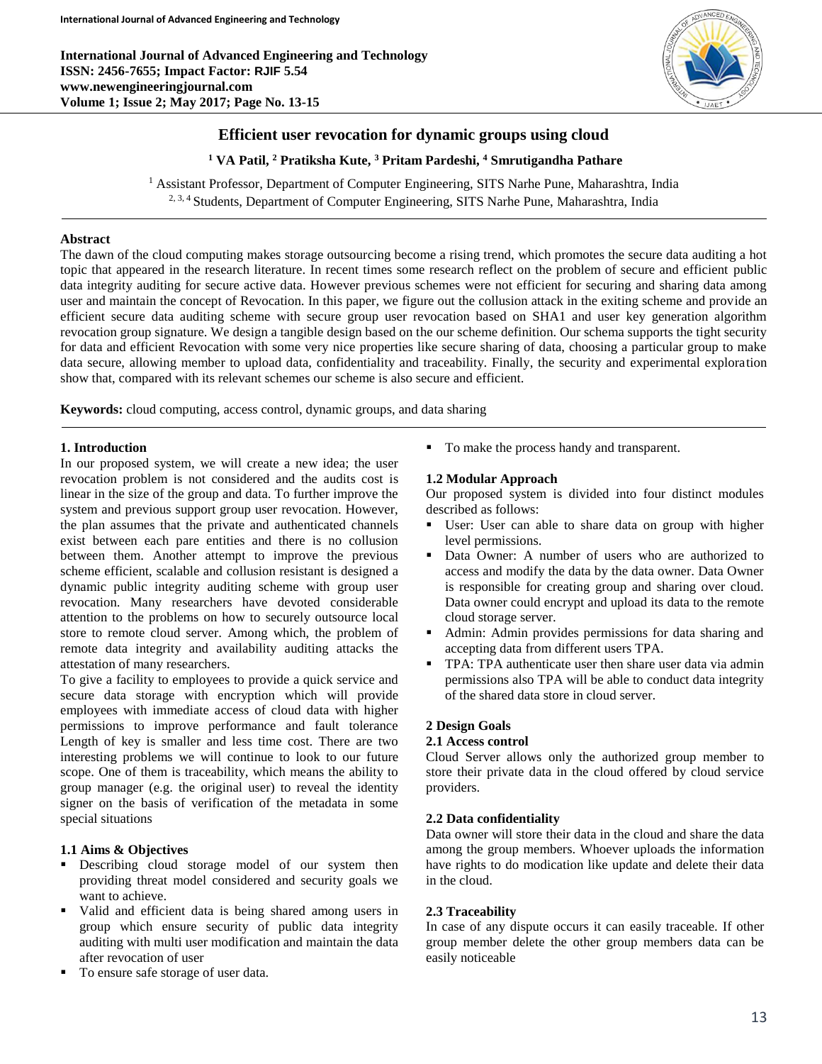# Efficient user revocation for dynamic groups using cloud

**[1] VA Patil, [2] Pratiksha Kute, [3] Pritam Pardeshi, [4] Smrutigandha Pathare**

[1] Assistant Professor, Department of Computer Engineering, SITS Narhe Pune, Maharashtra, India
[2, 3, 4] Students, Department of Computer Engineering, SITS Narhe Pune, Maharashtra, India

## Abstract

The dawn of the cloud computing makes storage outsourcing become a rising trend, which promotes the secure data auditing a hot topic that appeared in the research literature. In recent times some research reflect on the problem of secure and efficient public data integrity auditing for secure active data. However previous schemes were not efficient for securing and sharing data among user and maintain the concept of Revocation. In this paper, we figure out the collusion attack in the exiting scheme and provide an efficient secure data auditing scheme with secure group user revocation based on SHA1 and user key generation algorithm revocation group signature. We design a tangible design based on the our scheme definition. Our schema supports the tight security for data and efficient Revocation with some very nice properties like secure sharing of data, choosing a particular group to make data secure, allowing member to upload data, confidentiality and traceability. Finally, the security and experimental exploration show that, compared with its relevant schemes our scheme is also secure and efficient.

**Keywords:** cloud computing, access control, dynamic groups, and data sharing

## 1. Introduction

In our proposed system, we will create a new idea; the user revocation problem is not considered and the audits cost is linear in the size of the group and data. To further improve the system and previous support group user revocation. However, the plan assumes that the private and authenticated channels exist between each pare entities and there is no collusion between them. Another attempt to improve the previous scheme efficient, scalable and collusion resistant is designed a dynamic public integrity auditing scheme with group user revocation. Many researchers have devoted considerable attention to the problems on how to securely outsource local store to remote cloud server. Among which, the problem of remote data integrity and availability auditing attacks the attestation of many researchers.

To give a facility to employees to provide a quick service and secure data storage with encryption which will provide employees with immediate access of cloud data with higher permissions to improve performance and fault tolerance Length of key is smaller and less time cost. There are two interesting problems we will continue to look to our future scope. One of them is traceability, which means the ability to group manager (e.g. the original user) to reveal the identity signer on the basis of verification of the metadata in some special situations

### 1.1 Aims & Objectives

- Describing cloud storage model of our system then providing threat model considered and security goals we want to achieve.
- Valid and efficient data is being shared among users in group which ensure security of public data integrity auditing with multi user modification and maintain the data after revocation of user
- To ensure safe storage of user data.
- To make the process handy and transparent.

### 1.2 Modular Approach

Our proposed system is divided into four distinct modules described as follows:

- User: User can able to share data on group with higher level permissions.
- Data Owner: A number of users who are authorized to access and modify the data by the data owner. Data Owner is responsible for creating group and sharing over cloud. Data owner could encrypt and upload its data to the remote cloud storage server.
- Admin: Admin provides permissions for data sharing and accepting data from different users TPA.
- TPA: TPA authenticate user then share user data via admin permissions also TPA will be able to conduct data integrity of the shared data store in cloud server.

## 2 Design Goals

### 2.1 Access control

Cloud Server allows only the authorized group member to store their private data in the cloud offered by cloud service providers.

### 2.2 Data confidentiality

Data owner will store their data in the cloud and share the data among the group members. Whoever uploads the information have rights to do modication like update and delete their data in the cloud.

### 2.3 Traceability

In case of any dispute occurs it can easily traceable. If other group member delete the other group members data can be easily noticeable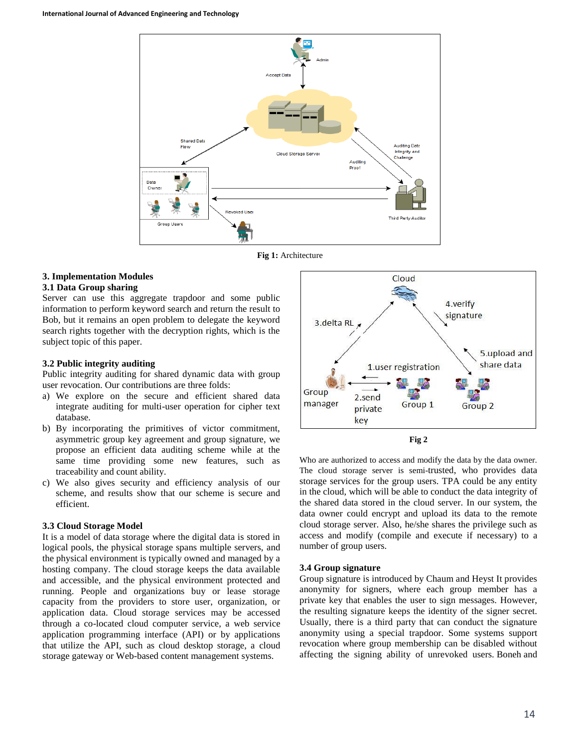Fig 1: Architecture

## 3. Implementation Modules

### 3.1 Data Group sharing

Server can use this aggregate trapdoor and some public information to perform keyword search and return the result to Bob, but it remains an open problem to delegate the keyword search rights together with the decryption rights, which is the subject topic of this paper.

### 3.2 Public integrity auditing

Public integrity auditing for shared dynamic data with group user revocation. Our contributions are three folds:

a) We explore on the secure and efficient shared data integrate auditing for multi-user operation for cipher text database.
b) By incorporating the primitives of victor commitment, asymmetric group key agreement and group signature, we propose an efficient data auditing scheme while at the same time providing some new features, such as traceability and count ability.
c) We also gives security and efficiency analysis of our scheme, and results show that our scheme is secure and efficient.

### 3.3 Cloud Storage Model

It is a model of data storage where the digital data is stored in logical pools, the physical storage spans multiple servers, and the physical environment is typically owned and managed by a hosting company. The cloud storage keeps the data available and accessible, and the physical environment protected and running. People and organizations buy or lease storage capacity from the providers to store user, organization, or application data. Cloud storage services may be accessed through a co-located cloud computer service, a web service application programming interface (API) or by applications that utilize the API, such as cloud desktop storage, a cloud storage gateway or Web-based content management systems.

Fig 2

Who are authorized to access and modify the data by the data owner. The cloud storage server is semi-trusted, who provides data storage services for the group users. TPA could be any entity in the cloud, which will be able to conduct the data integrity of the shared data stored in the cloud server. In our system, the data owner could encrypt and upload its data to the remote cloud storage server. Also, he/she shares the privilege such as access and modify (compile and execute if necessary) to a number of group users.

### 3.4 Group signature

Group signature is introduced by Chaum and Heyst It provides anonymity for signers, where each group member has a private key that enables the user to sign messages. However, the resulting signature keeps the identity of the signer secret. Usually, there is a third party that can conduct the signature anonymity using a special trapdoor. Some systems support revocation where group membership can be disabled without affecting the signing ability of unrevoked users. Boneh and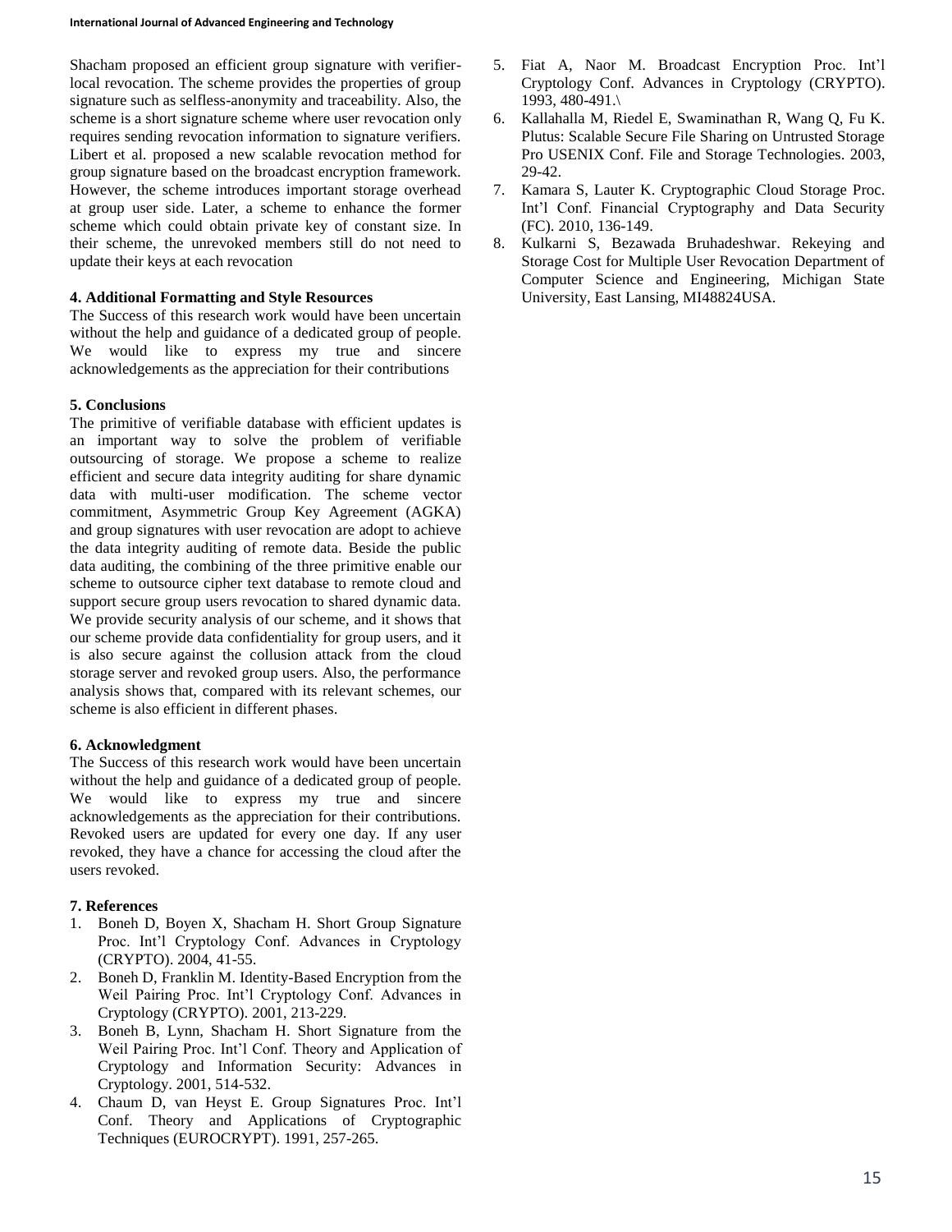Shacham proposed an efficient group signature with verifier-local revocation. The scheme provides the properties of group signature such as selfless-anonymity and traceability. Also, the scheme is a short signature scheme where user revocation only requires sending revocation information to signature verifiers. Libert et al. proposed a new scalable revocation method for group signature based on the broadcast encryption framework. However, the scheme introduces important storage overhead at group user side. Later, a scheme to enhance the former scheme which could obtain private key of constant size. In their scheme, the unrevoked members still do not need to update their keys at each revocation

### 4. Additional Formatting and Style Resources

The Success of this research work would have been uncertain without the help and guidance of a dedicated group of people. We would like to express my true and sincere acknowledgements as the appreciation for their contributions

### 5. Conclusions

The primitive of verifiable database with efficient updates is an important way to solve the problem of verifiable outsourcing of storage. We propose a scheme to realize efficient and secure data integrity auditing for share dynamic data with multi-user modification. The scheme vector commitment, Asymmetric Group Key Agreement (AGKA) and group signatures with user revocation are adopt to achieve the data integrity auditing of remote data. Beside the public data auditing, the combining of the three primitive enable our scheme to outsource cipher text database to remote cloud and support secure group users revocation to shared dynamic data. We provide security analysis of our scheme, and it shows that our scheme provide data confidentiality for group users, and it is also secure against the collusion attack from the cloud storage server and revoked group users. Also, the performance analysis shows that, compared with its relevant schemes, our scheme is also efficient in different phases.

### 6. Acknowledgment

The Success of this research work would have been uncertain without the help and guidance of a dedicated group of people. We would like to express my true and sincere acknowledgements as the appreciation for their contributions. Revoked users are updated for every one day. If any user revoked, they have a chance for accessing the cloud after the users revoked.

### 7. References

1. Boneh D, Boyen X, Shacham H. Short Group Signature Proc. Int'l Cryptology Conf. Advances in Cryptology (CRYPTO). 2004, 41-55.
2. Boneh D, Franklin M. Identity-Based Encryption from the Weil Pairing Proc. Int'l Cryptology Conf. Advances in Cryptology (CRYPTO). 2001, 213-229.
3. Boneh B, Lynn, Shacham H. Short Signature from the Weil Pairing Proc. Int'l Conf. Theory and Application of Cryptology and Information Security: Advances in Cryptology. 2001, 514-532.
4. Chaum D, van Heyst E. Group Signatures Proc. Int'l Conf. Theory and Applications of Cryptographic Techniques (EUROCRYPT). 1991, 257-265.
5. Fiat A, Naor M. Broadcast Encryption Proc. Int'l Cryptology Conf. Advances in Cryptology (CRYPTO). 1993, 480-491.\
6. Kallahalla M, Riedel E, Swaminathan R, Wang Q, Fu K. Plutus: Scalable Secure File Sharing on Untrusted Storage Pro USENIX Conf. File and Storage Technologies. 2003, 29-42.
7. Kamara S, Lauter K. Cryptographic Cloud Storage Proc. Int'l Conf. Financial Cryptography and Data Security (FC). 2010, 136-149.
8. Kulkarni S, Bezawada Bruhadeshwar. Rekeying and Storage Cost for Multiple User Revocation Department of Computer Science and Engineering, Michigan State University, East Lansing, MI48824USA.